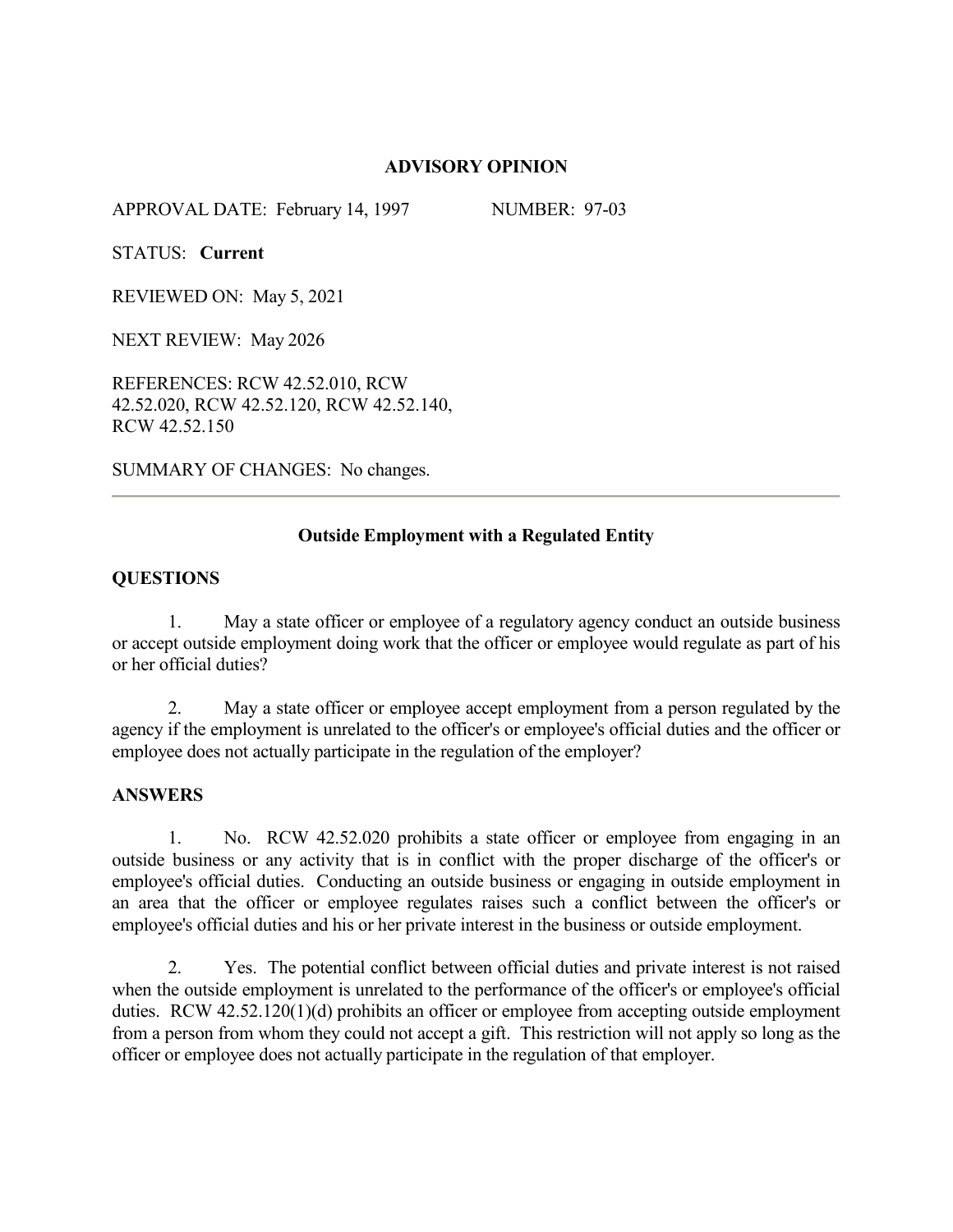**ADVISORY OPINION**

APPROVAL DATE: February 14, 1997 NUMBER: 97-03

STATUS: **Current**

REVIEWED ON: May 5, 2021

NEXT REVIEW: May 2026

REFERENCES: RCW 42.52.010, RCW 42.52.020, RCW 42.52.120, RCW 42.52.140, RCW 42.52.150

SUMMARY OF CHANGES: No changes.

---

**Outside Employment with a Regulated Entity**

**QUESTIONS**

1. May a state officer or employee of a regulatory agency conduct an outside business or accept outside employment doing work that the officer or employee would regulate as part of his or her official duties?

2. May a state officer or employee accept employment from a person regulated by the agency if the employment is unrelated to the officer's or employee's official duties and the officer or employee does not actually participate in the regulation of the employer?

**ANSWERS**

1. No. RCW 42.52.020 prohibits a state officer or employee from engaging in an outside business or any activity that is in conflict with the proper discharge of the officer's or employee's official duties. Conducting an outside business or engaging in outside employment in an area that the officer or employee regulates raises such a conflict between the officer's or employee's official duties and his or her private interest in the business or outside employment.

2. Yes. The potential conflict between official duties and private interest is not raised when the outside employment is unrelated to the performance of the officer's or employee's official duties. RCW 42.52.120(1)(d) prohibits an officer or employee from accepting outside employment from a person from whom they could not accept a gift. This restriction will not apply so long as the officer or employee does not actually participate in the regulation of that employer.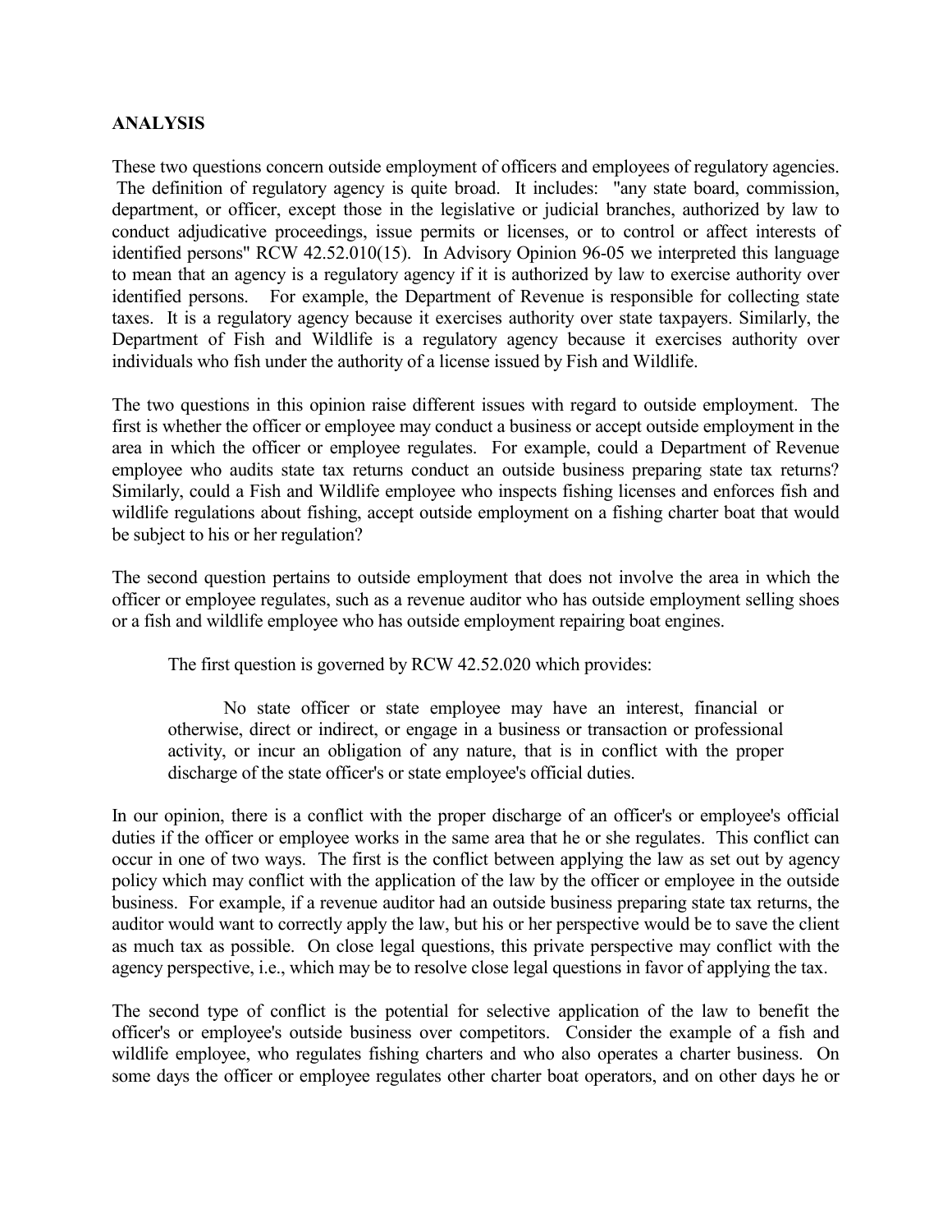**ANALYSIS**

These two questions concern outside employment of officers and employees of regulatory agencies. The definition of regulatory agency is quite broad. It includes: "any state board, commission, department, or officer, except those in the legislative or judicial branches, authorized by law to conduct adjudicative proceedings, issue permits or licenses, or to control or affect interests of identified persons" RCW 42.52.010(15). In Advisory Opinion 96-05 we interpreted this language to mean that an agency is a regulatory agency if it is authorized by law to exercise authority over identified persons. For example, the Department of Revenue is responsible for collecting state taxes. It is a regulatory agency because it exercises authority over state taxpayers. Similarly, the Department of Fish and Wildlife is a regulatory agency because it exercises authority over individuals who fish under the authority of a license issued by Fish and Wildlife.

The two questions in this opinion raise different issues with regard to outside employment. The first is whether the officer or employee may conduct a business or accept outside employment in the area in which the officer or employee regulates. For example, could a Department of Revenue employee who audits state tax returns conduct an outside business preparing state tax returns? Similarly, could a Fish and Wildlife employee who inspects fishing licenses and enforces fish and wildlife regulations about fishing, accept outside employment on a fishing charter boat that would be subject to his or her regulation?

The second question pertains to outside employment that does not involve the area in which the officer or employee regulates, such as a revenue auditor who has outside employment selling shoes or a fish and wildlife employee who has outside employment repairing boat engines.

The first question is governed by RCW 42.52.020 which provides:

> No state officer or state employee may have an interest, financial or otherwise, direct or indirect, or engage in a business or transaction or professional activity, or incur an obligation of any nature, that is in conflict with the proper discharge of the state officer's or state employee's official duties.

In our opinion, there is a conflict with the proper discharge of an officer's or employee's official duties if the officer or employee works in the same area that he or she regulates. This conflict can occur in one of two ways. The first is the conflict between applying the law as set out by agency policy which may conflict with the application of the law by the officer or employee in the outside business. For example, if a revenue auditor had an outside business preparing state tax returns, the auditor would want to correctly apply the law, but his or her perspective would be to save the client as much tax as possible. On close legal questions, this private perspective may conflict with the agency perspective, i.e., which may be to resolve close legal questions in favor of applying the tax.

The second type of conflict is the potential for selective application of the law to benefit the officer's or employee's outside business over competitors. Consider the example of a fish and wildlife employee, who regulates fishing charters and who also operates a charter business. On some days the officer or employee regulates other charter boat operators, and on other days he or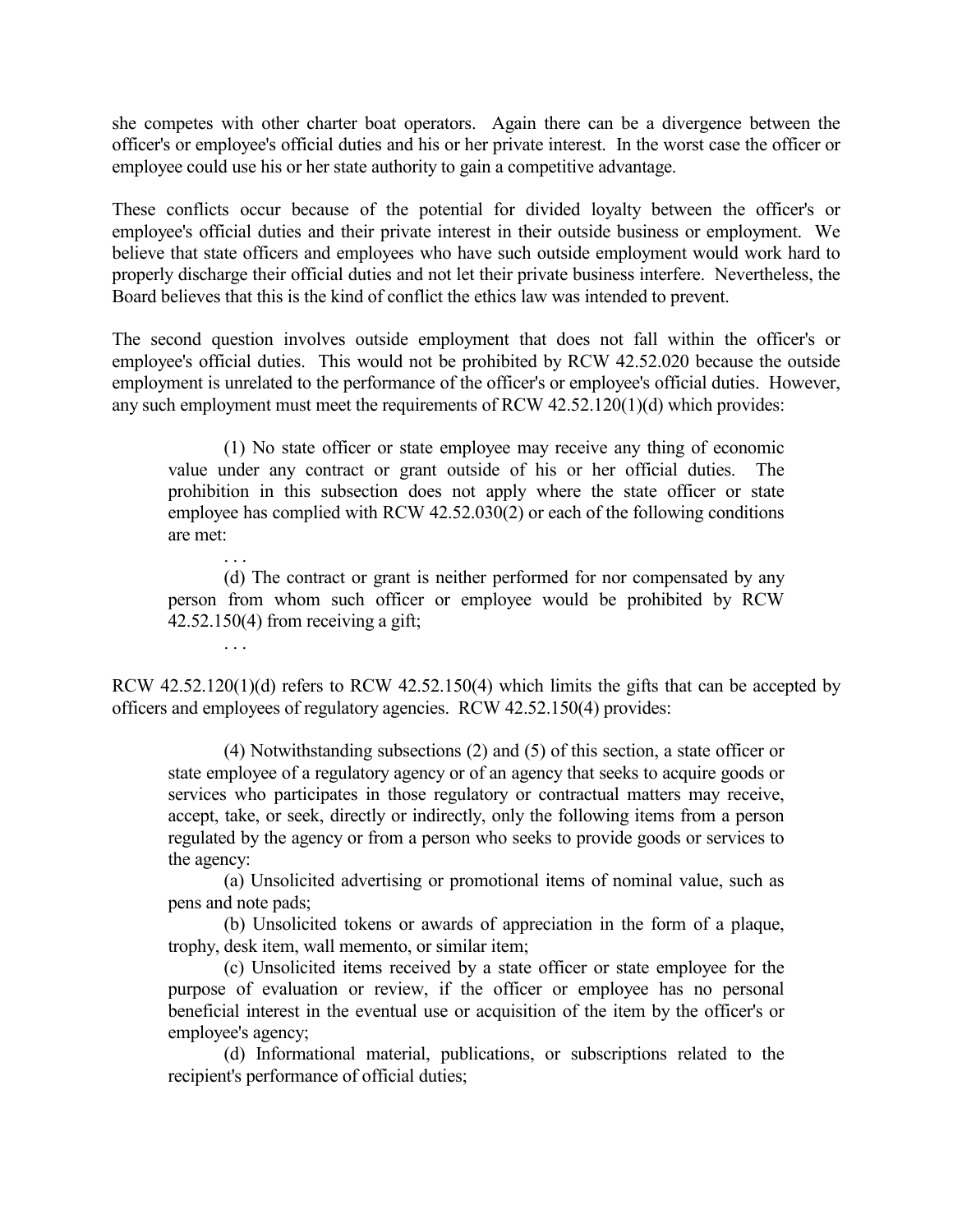she competes with other charter boat operators. Again there can be a divergence between the officer's or employee's official duties and his or her private interest. In the worst case the officer or employee could use his or her state authority to gain a competitive advantage.

These conflicts occur because of the potential for divided loyalty between the officer's or employee's official duties and their private interest in their outside business or employment. We believe that state officers and employees who have such outside employment would work hard to properly discharge their official duties and not let their private business interfere. Nevertheless, the Board believes that this is the kind of conflict the ethics law was intended to prevent.

The second question involves outside employment that does not fall within the officer's or employee's official duties. This would not be prohibited by RCW 42.52.020 because the outside employment is unrelated to the performance of the officer's or employee's official duties. However, any such employment must meet the requirements of RCW 42.52.120(1)(d) which provides:

> (1) No state officer or state employee may receive any thing of economic value under any contract or grant outside of his or her official duties. The prohibition in this subsection does not apply where the state officer or state employee has complied with RCW 42.52.030(2) or each of the following conditions are met:
>
> . . .
>
> (d) The contract or grant is neither performed for nor compensated by any person from whom such officer or employee would be prohibited by RCW 42.52.150(4) from receiving a gift;
>
> . . .

RCW 42.52.120(1)(d) refers to RCW 42.52.150(4) which limits the gifts that can be accepted by officers and employees of regulatory agencies. RCW 42.52.150(4) provides:

> (4) Notwithstanding subsections (2) and (5) of this section, a state officer or state employee of a regulatory agency or of an agency that seeks to acquire goods or services who participates in those regulatory or contractual matters may receive, accept, take, or seek, directly or indirectly, only the following items from a person regulated by the agency or from a person who seeks to provide goods or services to the agency:
>
> (a) Unsolicited advertising or promotional items of nominal value, such as pens and note pads;
>
> (b) Unsolicited tokens or awards of appreciation in the form of a plaque, trophy, desk item, wall memento, or similar item;
>
> (c) Unsolicited items received by a state officer or state employee for the purpose of evaluation or review, if the officer or employee has no personal beneficial interest in the eventual use or acquisition of the item by the officer's or employee's agency;
>
> (d) Informational material, publications, or subscriptions related to the recipient's performance of official duties;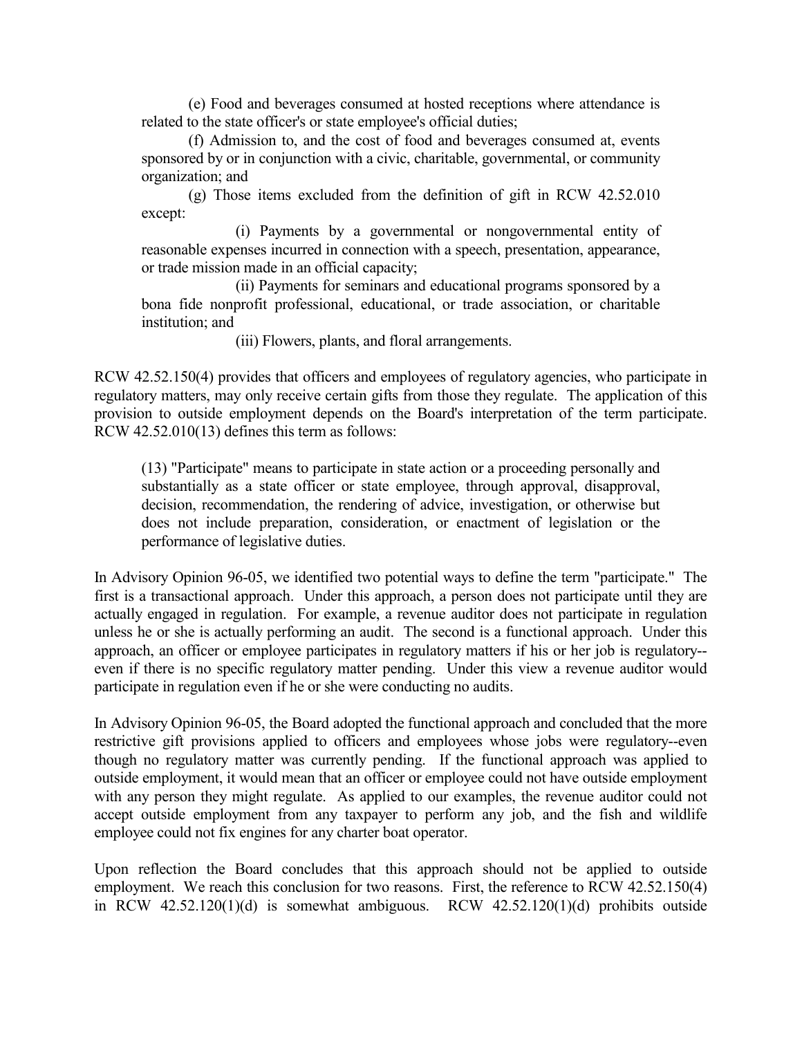(e) Food and beverages consumed at hosted receptions where attendance is related to the state officer's or state employee's official duties;

(f) Admission to, and the cost of food and beverages consumed at, events sponsored by or in conjunction with a civic, charitable, governmental, or community organization; and

(g) Those items excluded from the definition of gift in RCW 42.52.010 except:

(i) Payments by a governmental or nongovernmental entity of reasonable expenses incurred in connection with a speech, presentation, appearance, or trade mission made in an official capacity;

(ii) Payments for seminars and educational programs sponsored by a bona fide nonprofit professional, educational, or trade association, or charitable institution; and

(iii) Flowers, plants, and floral arrangements.

RCW 42.52.150(4) provides that officers and employees of regulatory agencies, who participate in regulatory matters, may only receive certain gifts from those they regulate. The application of this provision to outside employment depends on the Board's interpretation of the term participate. RCW 42.52.010(13) defines this term as follows:

> (13) "Participate" means to participate in state action or a proceeding personally and substantially as a state officer or state employee, through approval, disapproval, decision, recommendation, the rendering of advice, investigation, or otherwise but does not include preparation, consideration, or enactment of legislation or the performance of legislative duties.

In Advisory Opinion 96-05, we identified two potential ways to define the term "participate." The first is a transactional approach. Under this approach, a person does not participate until they are actually engaged in regulation. For example, a revenue auditor does not participate in regulation unless he or she is actually performing an audit. The second is a functional approach. Under this approach, an officer or employee participates in regulatory matters if his or her job is regulatory--even if there is no specific regulatory matter pending. Under this view a revenue auditor would participate in regulation even if he or she were conducting no audits.

In Advisory Opinion 96-05, the Board adopted the functional approach and concluded that the more restrictive gift provisions applied to officers and employees whose jobs were regulatory--even though no regulatory matter was currently pending. If the functional approach was applied to outside employment, it would mean that an officer or employee could not have outside employment with any person they might regulate. As applied to our examples, the revenue auditor could not accept outside employment from any taxpayer to perform any job, and the fish and wildlife employee could not fix engines for any charter boat operator.

Upon reflection the Board concludes that this approach should not be applied to outside employment. We reach this conclusion for two reasons. First, the reference to RCW 42.52.150(4) in RCW 42.52.120(1)(d) is somewhat ambiguous. RCW 42.52.120(1)(d) prohibits outside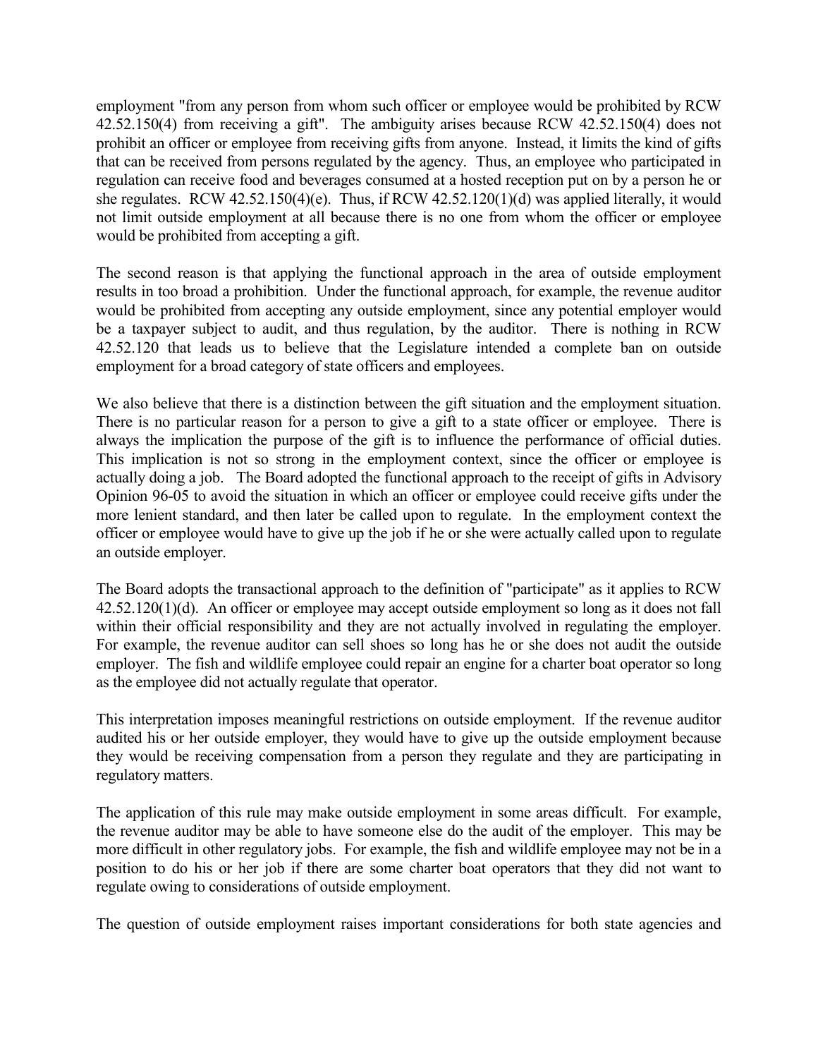employment "from any person from whom such officer or employee would be prohibited by RCW 42.52.150(4) from receiving a gift". The ambiguity arises because RCW 42.52.150(4) does not prohibit an officer or employee from receiving gifts from anyone. Instead, it limits the kind of gifts that can be received from persons regulated by the agency. Thus, an employee who participated in regulation can receive food and beverages consumed at a hosted reception put on by a person he or she regulates. RCW 42.52.150(4)(e). Thus, if RCW 42.52.120(1)(d) was applied literally, it would not limit outside employment at all because there is no one from whom the officer or employee would be prohibited from accepting a gift.

The second reason is that applying the functional approach in the area of outside employment results in too broad a prohibition. Under the functional approach, for example, the revenue auditor would be prohibited from accepting any outside employment, since any potential employer would be a taxpayer subject to audit, and thus regulation, by the auditor. There is nothing in RCW 42.52.120 that leads us to believe that the Legislature intended a complete ban on outside employment for a broad category of state officers and employees.

We also believe that there is a distinction between the gift situation and the employment situation. There is no particular reason for a person to give a gift to a state officer or employee. There is always the implication the purpose of the gift is to influence the performance of official duties. This implication is not so strong in the employment context, since the officer or employee is actually doing a job. The Board adopted the functional approach to the receipt of gifts in Advisory Opinion 96-05 to avoid the situation in which an officer or employee could receive gifts under the more lenient standard, and then later be called upon to regulate. In the employment context the officer or employee would have to give up the job if he or she were actually called upon to regulate an outside employer.

The Board adopts the transactional approach to the definition of "participate" as it applies to RCW 42.52.120(1)(d). An officer or employee may accept outside employment so long as it does not fall within their official responsibility and they are not actually involved in regulating the employer. For example, the revenue auditor can sell shoes so long has he or she does not audit the outside employer. The fish and wildlife employee could repair an engine for a charter boat operator so long as the employee did not actually regulate that operator.

This interpretation imposes meaningful restrictions on outside employment. If the revenue auditor audited his or her outside employer, they would have to give up the outside employment because they would be receiving compensation from a person they regulate and they are participating in regulatory matters.

The application of this rule may make outside employment in some areas difficult. For example, the revenue auditor may be able to have someone else do the audit of the employer. This may be more difficult in other regulatory jobs. For example, the fish and wildlife employee may not be in a position to do his or her job if there are some charter boat operators that they did not want to regulate owing to considerations of outside employment.

The question of outside employment raises important considerations for both state agencies and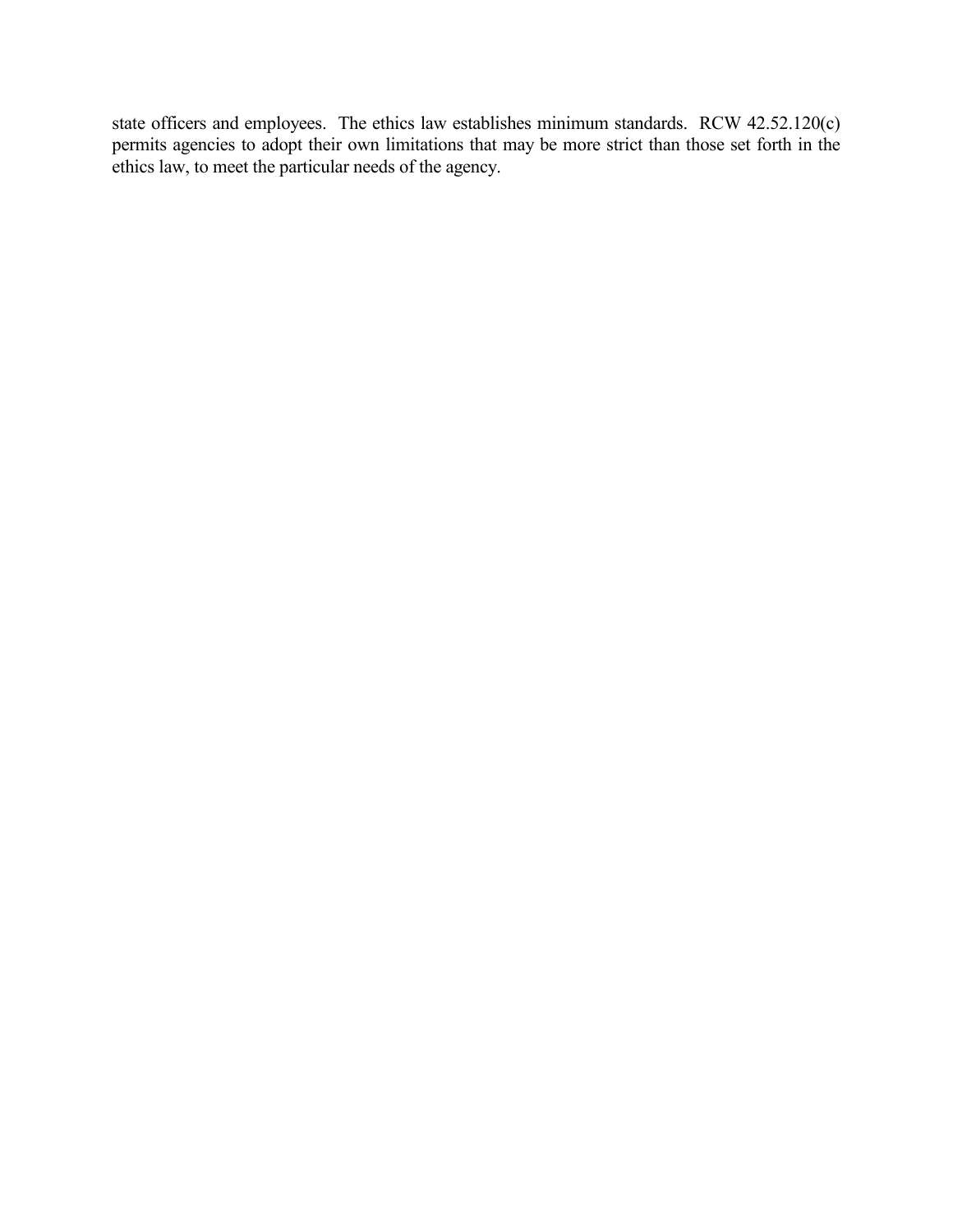state officers and employees. The ethics law establishes minimum standards. RCW 42.52.120(c) permits agencies to adopt their own limitations that may be more strict than those set forth in the ethics law, to meet the particular needs of the agency.